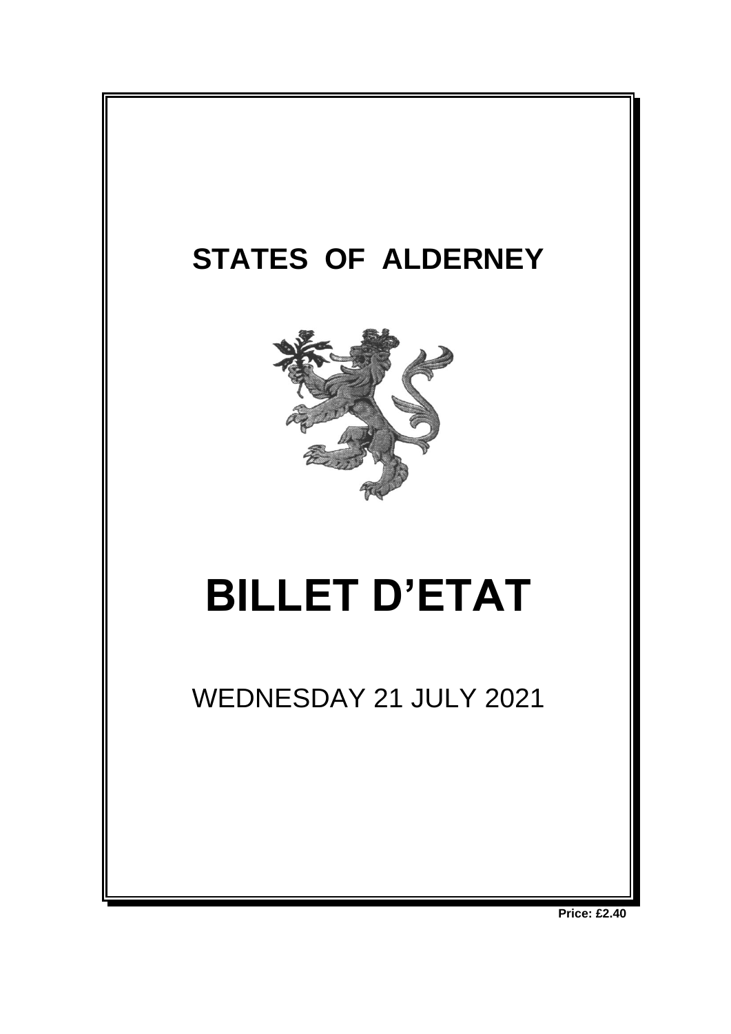# STATES OF ALDERNEY

# BILLET D'ETAT

WEDNESDAY 21 JULY 2021

**Price: £2.40**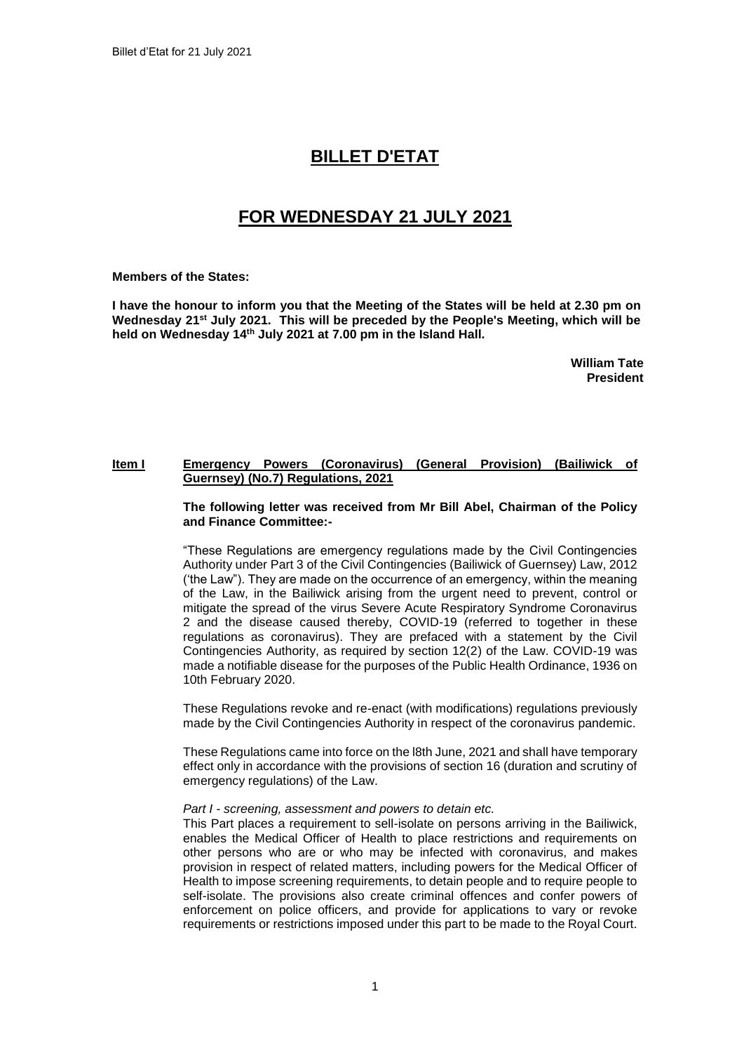# BILLET D'ETAT

# FOR WEDNESDAY 21 JULY 2021

**Members of the States:**

**I have the honour to inform you that the Meeting of the States will be held at 2.30 pm on Wednesday 21st July 2021. This will be preceded by the People's Meeting, which will be held on Wednesday 14th July 2021 at 7.00 pm in the Island Hall.**

**William Tate**
**President**

**Item I** **Emergency Powers (Coronavirus) (General Provision) (Bailiwick of Guernsey) (No.7) Regulations, 2021**

**The following letter was received from Mr Bill Abel, Chairman of the Policy and Finance Committee:-**

"These Regulations are emergency regulations made by the Civil Contingencies Authority under Part 3 of the Civil Contingencies (Bailiwick of Guernsey) Law, 2012 ('the Law"). They are made on the occurrence of an emergency, within the meaning of the Law, in the Bailiwick arising from the urgent need to prevent, control or mitigate the spread of the virus Severe Acute Respiratory Syndrome Coronavirus 2 and the disease caused thereby, COVID-19 (referred to together in these regulations as coronavirus). They are prefaced with a statement by the Civil Contingencies Authority, as required by section 12(2) of the Law. COVID-19 was made a notifiable disease for the purposes of the Public Health Ordinance, 1936 on 10th February 2020.

These Regulations revoke and re-enact (with modifications) regulations previously made by the Civil Contingencies Authority in respect of the coronavirus pandemic.

These Regulations came into force on the l8th June, 2021 and shall have temporary effect only in accordance with the provisions of section 16 (duration and scrutiny of emergency regulations) of the Law.

*Part I - screening, assessment and powers to detain etc.*
This Part places a requirement to sell-isolate on persons arriving in the Bailiwick, enables the Medical Officer of Health to place restrictions and requirements on other persons who are or who may be infected with coronavirus, and makes provision in respect of related matters, including powers for the Medical Officer of Health to impose screening requirements, to detain people and to require people to self-isolate. The provisions also create criminal offences and confer powers of enforcement on police officers, and provide for applications to vary or revoke requirements or restrictions imposed under this part to be made to the Royal Court.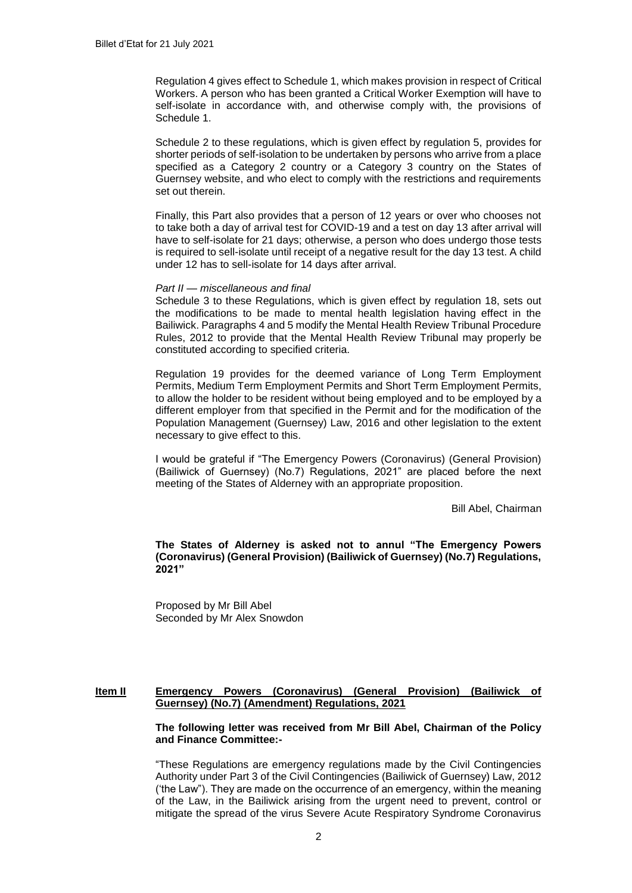Regulation 4 gives effect to Schedule 1, which makes provision in respect of Critical Workers. A person who has been granted a Critical Worker Exemption will have to self-isolate in accordance with, and otherwise comply with, the provisions of Schedule 1.

Schedule 2 to these regulations, which is given effect by regulation 5, provides for shorter periods of self-isolation to be undertaken by persons who arrive from a place specified as a Category 2 country or a Category 3 country on the States of Guernsey website, and who elect to comply with the restrictions and requirements set out therein.

Finally, this Part also provides that a person of 12 years or over who chooses not to take both a day of arrival test for COVID-19 and a test on day 13 after arrival will have to self-isolate for 21 days; otherwise, a person who does undergo those tests is required to sell-isolate until receipt of a negative result for the day 13 test. A child under 12 has to sell-isolate for 14 days after arrival.

*Part II — miscellaneous and final*

Schedule 3 to these Regulations, which is given effect by regulation 18, sets out the modifications to be made to mental health legislation having effect in the Bailiwick. Paragraphs 4 and 5 modify the Mental Health Review Tribunal Procedure Rules, 2012 to provide that the Mental Health Review Tribunal may properly be constituted according to specified criteria.

Regulation 19 provides for the deemed variance of Long Term Employment Permits, Medium Term Employment Permits and Short Term Employment Permits, to allow the holder to be resident without being employed and to be employed by a different employer from that specified in the Permit and for the modification of the Population Management (Guernsey) Law, 2016 and other legislation to the extent necessary to give effect to this.

I would be grateful if "The Emergency Powers (Coronavirus) (General Provision) (Bailiwick of Guernsey) (No.7) Regulations, 2021" are placed before the next meeting of the States of Alderney with an appropriate proposition.

Bill Abel, Chairman

**The States of Alderney is asked not to annul "The Emergency Powers (Coronavirus) (General Provision) (Bailiwick of Guernsey) (No.7) Regulations, 2021"**

Proposed by Mr Bill Abel
Seconded by Mr Alex Snowdon

## Item II Emergency Powers (Coronavirus) (General Provision) (Bailiwick of Guernsey) (No.7) (Amendment) Regulations, 2021

**The following letter was received from Mr Bill Abel, Chairman of the Policy and Finance Committee:-**

"These Regulations are emergency regulations made by the Civil Contingencies Authority under Part 3 of the Civil Contingencies (Bailiwick of Guernsey) Law, 2012 ('the Law"). They are made on the occurrence of an emergency, within the meaning of the Law, in the Bailiwick arising from the urgent need to prevent, control or mitigate the spread of the virus Severe Acute Respiratory Syndrome Coronavirus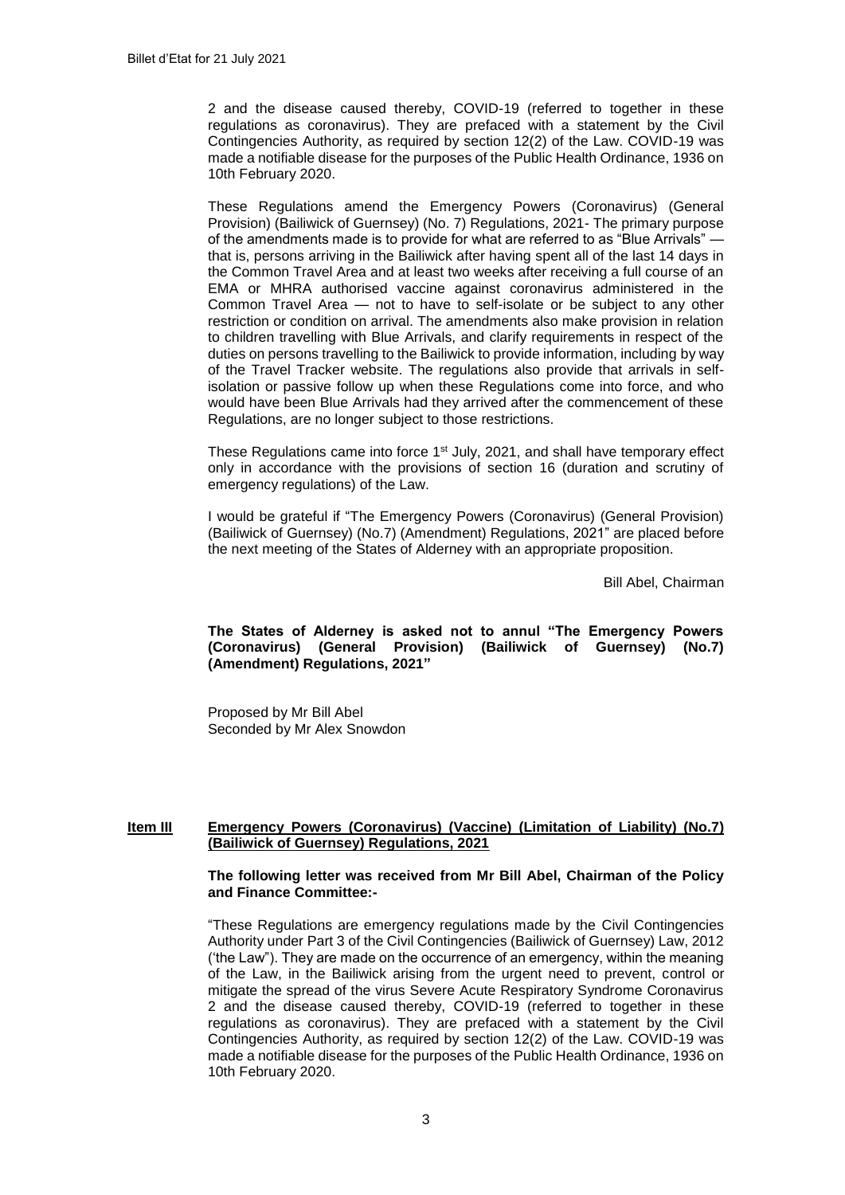2 and the disease caused thereby, COVID-19 (referred to together in these regulations as coronavirus). They are prefaced with a statement by the Civil Contingencies Authority, as required by section 12(2) of the Law. COVID-19 was made a notifiable disease for the purposes of the Public Health Ordinance, 1936 on 10th February 2020.

These Regulations amend the Emergency Powers (Coronavirus) (General Provision) (Bailiwick of Guernsey) (No. 7) Regulations, 2021- The primary purpose of the amendments made is to provide for what are referred to as "Blue Arrivals" — that is, persons arriving in the Bailiwick after having spent all of the last 14 days in the Common Travel Area and at least two weeks after receiving a full course of an EMA or MHRA authorised vaccine against coronavirus administered in the Common Travel Area — not to have to self-isolate or be subject to any other restriction or condition on arrival. The amendments also make provision in relation to children travelling with Blue Arrivals, and clarify requirements in respect of the duties on persons travelling to the Bailiwick to provide information, including by way of the Travel Tracker website. The regulations also provide that arrivals in self-isolation or passive follow up when these Regulations come into force, and who would have been Blue Arrivals had they arrived after the commencement of these Regulations, are no longer subject to those restrictions.

These Regulations came into force 1st July, 2021, and shall have temporary effect only in accordance with the provisions of section 16 (duration and scrutiny of emergency regulations) of the Law.

I would be grateful if "The Emergency Powers (Coronavirus) (General Provision) (Bailiwick of Guernsey) (No.7) (Amendment) Regulations, 2021" are placed before the next meeting of the States of Alderney with an appropriate proposition.

Bill Abel, Chairman

**The States of Alderney is asked not to annul "The Emergency Powers (Coronavirus) (General Provision) (Bailiwick of Guernsey) (No.7) (Amendment) Regulations, 2021"**

Proposed by Mr Bill Abel
Seconded by Mr Alex Snowdon

## Item III Emergency Powers (Coronavirus) (Vaccine) (Limitation of Liability) (No.7) (Bailiwick of Guernsey) Regulations, 2021

**The following letter was received from Mr Bill Abel, Chairman of the Policy and Finance Committee:-**

"These Regulations are emergency regulations made by the Civil Contingencies Authority under Part 3 of the Civil Contingencies (Bailiwick of Guernsey) Law, 2012 ('the Law"). They are made on the occurrence of an emergency, within the meaning of the Law, in the Bailiwick arising from the urgent need to prevent, control or mitigate the spread of the virus Severe Acute Respiratory Syndrome Coronavirus 2 and the disease caused thereby, COVID-19 (referred to together in these regulations as coronavirus). They are prefaced with a statement by the Civil Contingencies Authority, as required by section 12(2) of the Law. COVID-19 was made a notifiable disease for the purposes of the Public Health Ordinance, 1936 on 10th February 2020.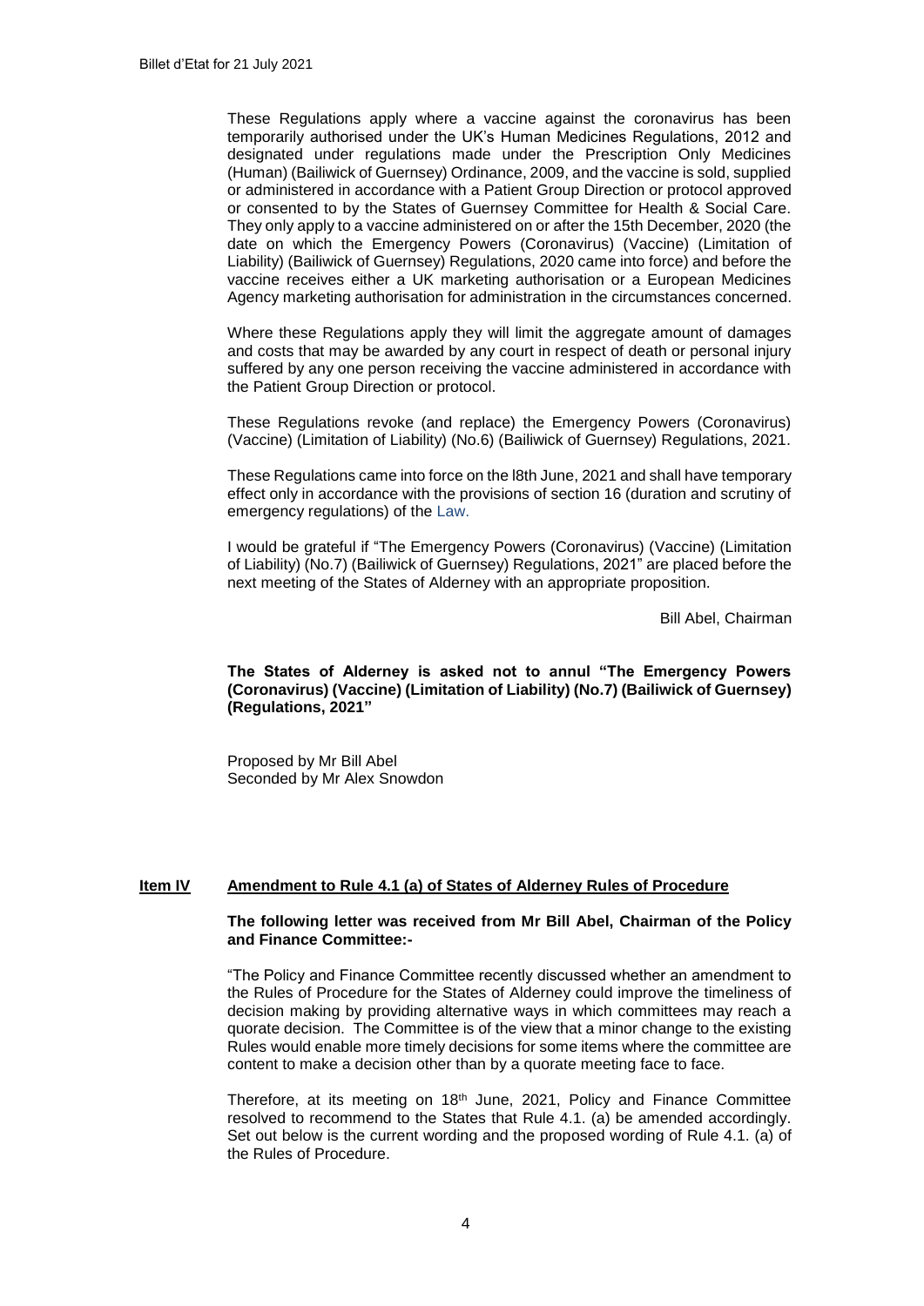These Regulations apply where a vaccine against the coronavirus has been temporarily authorised under the UK's Human Medicines Regulations, 2012 and designated under regulations made under the Prescription Only Medicines (Human) (Bailiwick of Guernsey) Ordinance, 2009, and the vaccine is sold, supplied or administered in accordance with a Patient Group Direction or protocol approved or consented to by the States of Guernsey Committee for Health & Social Care. They only apply to a vaccine administered on or after the 15th December, 2020 (the date on which the Emergency Powers (Coronavirus) (Vaccine) (Limitation of Liability) (Bailiwick of Guernsey) Regulations, 2020 came into force) and before the vaccine receives either a UK marketing authorisation or a European Medicines Agency marketing authorisation for administration in the circumstances concerned.

Where these Regulations apply they will limit the aggregate amount of damages and costs that may be awarded by any court in respect of death or personal injury suffered by any one person receiving the vaccine administered in accordance with the Patient Group Direction or protocol.

These Regulations revoke (and replace) the Emergency Powers (Coronavirus) (Vaccine) (Limitation of Liability) (No.6) (Bailiwick of Guernsey) Regulations, 2021.

These Regulations came into force on the l8th June, 2021 and shall have temporary effect only in accordance with the provisions of section 16 (duration and scrutiny of emergency regulations) of the Law.

I would be grateful if "The Emergency Powers (Coronavirus) (Vaccine) (Limitation of Liability) (No.7) (Bailiwick of Guernsey) Regulations, 2021" are placed before the next meeting of the States of Alderney with an appropriate proposition.

Bill Abel, Chairman

**The States of Alderney is asked not to annul "The Emergency Powers (Coronavirus) (Vaccine) (Limitation of Liability) (No.7) (Bailiwick of Guernsey) (Regulations, 2021"**

Proposed by Mr Bill Abel
Seconded by Mr Alex Snowdon

## Item IV Amendment to Rule 4.1 (a) of States of Alderney Rules of Procedure

**The following letter was received from Mr Bill Abel, Chairman of the Policy and Finance Committee:-**

"The Policy and Finance Committee recently discussed whether an amendment to the Rules of Procedure for the States of Alderney could improve the timeliness of decision making by providing alternative ways in which committees may reach a quorate decision. The Committee is of the view that a minor change to the existing Rules would enable more timely decisions for some items where the committee are content to make a decision other than by a quorate meeting face to face.

Therefore, at its meeting on 18th June, 2021, Policy and Finance Committee resolved to recommend to the States that Rule 4.1. (a) be amended accordingly. Set out below is the current wording and the proposed wording of Rule 4.1. (a) of the Rules of Procedure.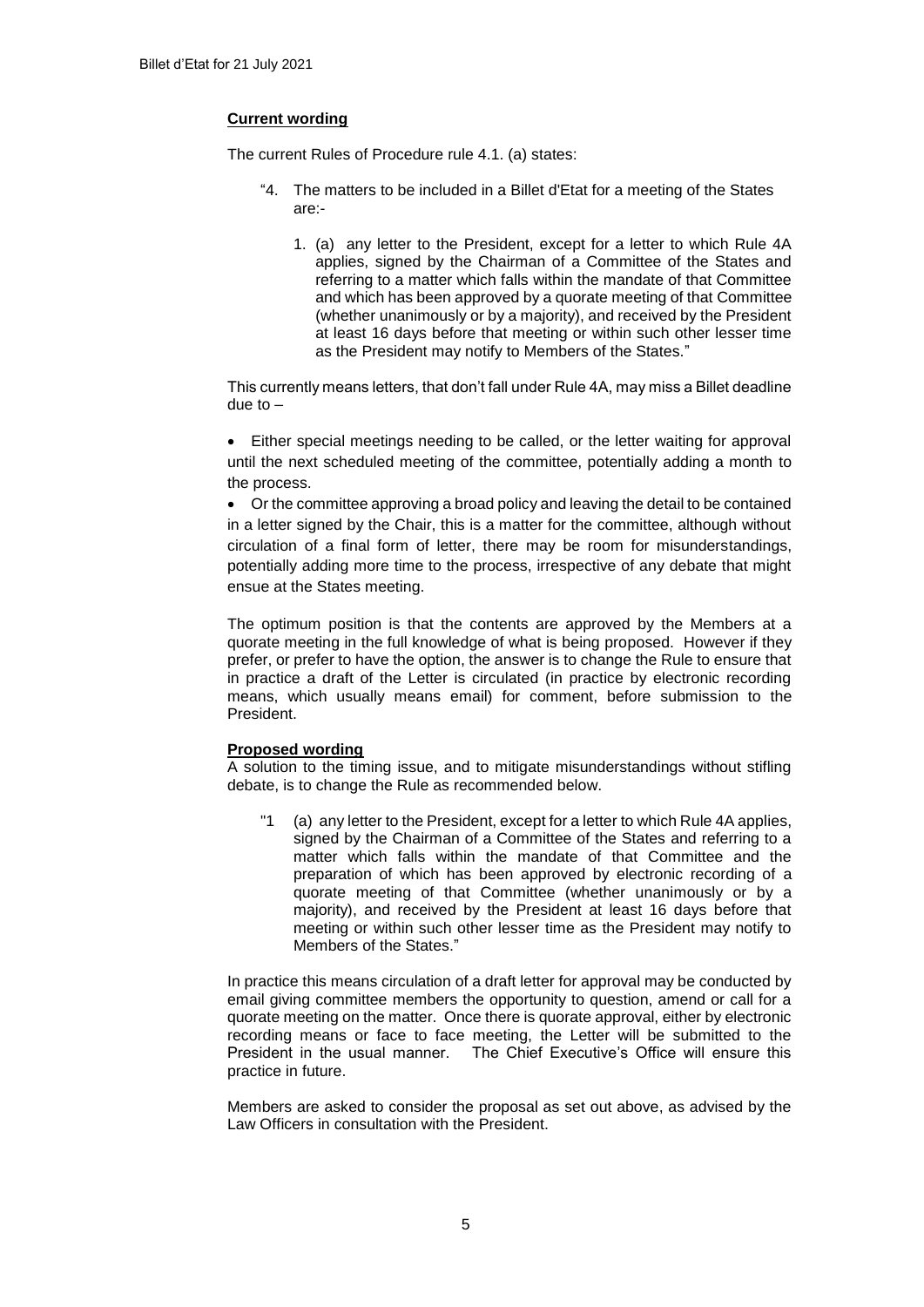**Current wording**

The current Rules of Procedure rule 4.1. (a) states:

> "4. The matters to be included in a Billet d'Etat for a meeting of the States are:-
>
> 1. (a) any letter to the President, except for a letter to which Rule 4A applies, signed by the Chairman of a Committee of the States and referring to a matter which falls within the mandate of that Committee and which has been approved by a quorate meeting of that Committee (whether unanimously or by a majority), and received by the President at least 16 days before that meeting or within such other lesser time as the President may notify to Members of the States."

This currently means letters, that don't fall under Rule 4A, may miss a Billet deadline due to –

- Either special meetings needing to be called, or the letter waiting for approval until the next scheduled meeting of the committee, potentially adding a month to the process.
- Or the committee approving a broad policy and leaving the detail to be contained in a letter signed by the Chair, this is a matter for the committee, although without circulation of a final form of letter, there may be room for misunderstandings, potentially adding more time to the process, irrespective of any debate that might ensue at the States meeting.

The optimum position is that the contents are approved by the Members at a quorate meeting in the full knowledge of what is being proposed. However if they prefer, or prefer to have the option, the answer is to change the Rule to ensure that in practice a draft of the Letter is circulated (in practice by electronic recording means, which usually means email) for comment, before submission to the President.

**Proposed wording**

A solution to the timing issue, and to mitigate misunderstandings without stifling debate, is to change the Rule as recommended below.

> "1 (a) any letter to the President, except for a letter to which Rule 4A applies, signed by the Chairman of a Committee of the States and referring to a matter which falls within the mandate of that Committee and the preparation of which has been approved by electronic recording of a quorate meeting of that Committee (whether unanimously or by a majority), and received by the President at least 16 days before that meeting or within such other lesser time as the President may notify to Members of the States."

In practice this means circulation of a draft letter for approval may be conducted by email giving committee members the opportunity to question, amend or call for a quorate meeting on the matter. Once there is quorate approval, either by electronic recording means or face to face meeting, the Letter will be submitted to the President in the usual manner. The Chief Executive's Office will ensure this practice in future.

Members are asked to consider the proposal as set out above, as advised by the Law Officers in consultation with the President.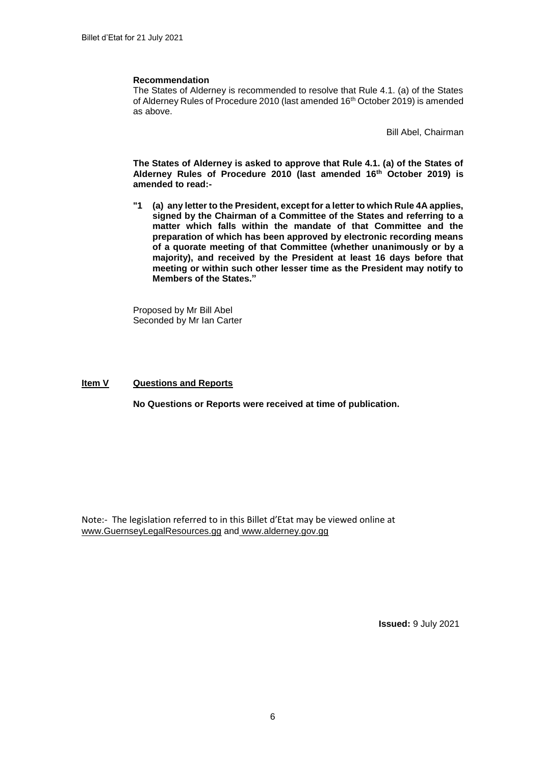**Recommendation**

The States of Alderney is recommended to resolve that Rule 4.1. (a) of the States of Alderney Rules of Procedure 2010 (last amended 16th October 2019) is amended as above.

Bill Abel, Chairman

**The States of Alderney is asked to approve that Rule 4.1. (a) of the States of Alderney Rules of Procedure 2010 (last amended 16th October 2019) is amended to read:-**

**"1 (a) any letter to the President, except for a letter to which Rule 4A applies, signed by the Chairman of a Committee of the States and referring to a matter which falls within the mandate of that Committee and the preparation of which has been approved by electronic recording means of a quorate meeting of that Committee (whether unanimously or by a majority), and received by the President at least 16 days before that meeting or within such other lesser time as the President may notify to Members of the States."**

Proposed by Mr Bill Abel
Seconded by Mr Ian Carter

## Item V Questions and Reports

**No Questions or Reports were received at time of publication.**

Note:- The legislation referred to in this Billet d'Etat may be viewed online at www.GuernseyLegalResources.gg and www.alderney.gov.gg

**Issued:** 9 July 2021